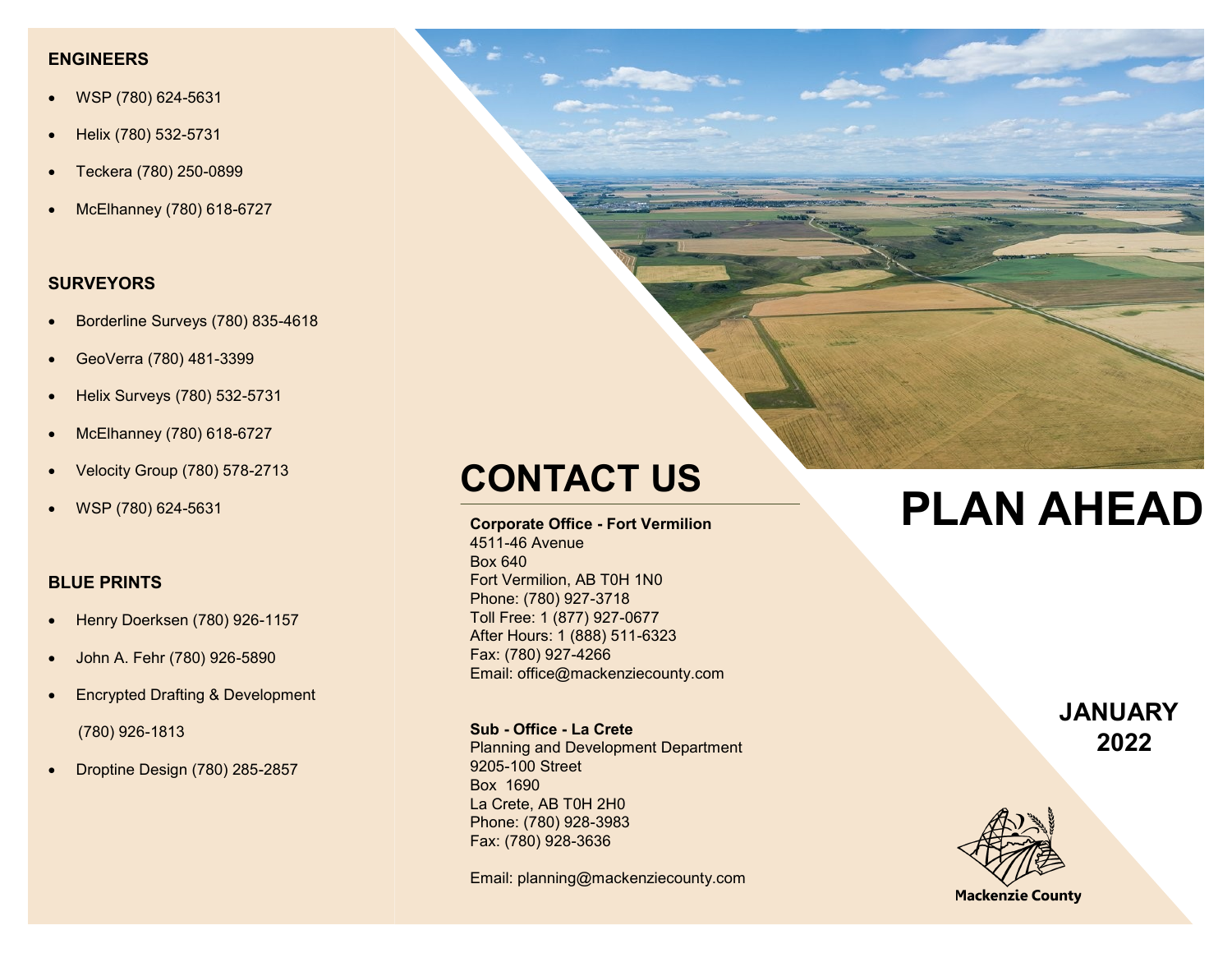## ENGINEERS

- WSP (780) 624-5631
- Helix (780) 532-5731
- Teckera (780) 250-0899
- McElhanney (780) 618-6727

## SURVEYORS

- Borderline Surveys (780) 835-4618
- GeoVerra (780) 481-3399
- Helix Surveys (780) 532-5731
- McElhanney (780) 618-6727
- Velocity Group (780) 578-2713
- WSP (780) 624-5631

## BLUE PRINTS

- Henry Doerksen (780) 926-1157
- John A. Fehr (780) 926-5890
- Encrypted Drafting & Development (780) 926-1813
- Droptine Design (780) 285-2857

# CONTACT US

**Corporate Office - Fort Vermilion**
4511-46 Avenue
Box 640
Fort Vermilion, AB T0H 1N0
Phone: (780) 927-3718
Toll Free: 1 (877) 927-0677
After Hours: 1 (888) 511-6323
Fax: (780) 927-4266
Email: office@mackenziecounty.com

**Sub - Office - La Crete**
Planning and Development Department
9205-100 Street
Box 1690
La Crete, AB T0H 2H0
Phone: (780) 928-3983
Fax: (780) 928-3636

Email: planning@mackenziecounty.com

# PLAN AHEAD

**JANUARY 2022**

Mackenzie County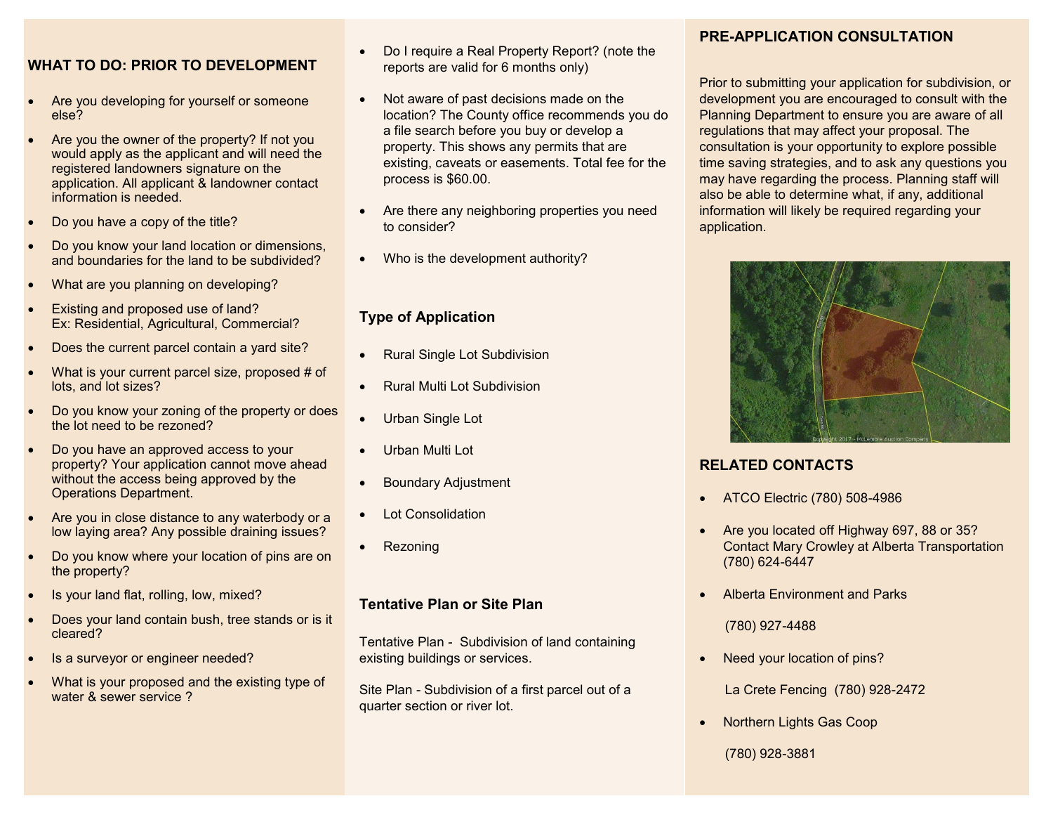## WHAT TO DO: PRIOR TO DEVELOPMENT

- Are you developing for yourself or someone else?
- Are you the owner of the property? If not you would apply as the applicant and will need the registered landowners signature on the application. All applicant & landowner contact information is needed.
- Do you have a copy of the title?
- Do you know your land location or dimensions, and boundaries for the land to be subdivided?
- What are you planning on developing?
- Existing and proposed use of land?
  Ex: Residential, Agricultural, Commercial?
- Does the current parcel contain a yard site?
- What is your current parcel size, proposed # of lots, and lot sizes?
- Do you know your zoning of the property or does the lot need to be rezoned?
- Do you have an approved access to your property? Your application cannot move ahead without the access being approved by the Operations Department.
- Are you in close distance to any waterbody or a low laying area? Any possible draining issues?
- Do you know where your location of pins are on the property?
- Is your land flat, rolling, low, mixed?
- Does your land contain bush, tree stands or is it cleared?
- Is a surveyor or engineer needed?
- What is your proposed and the existing type of water & sewer service ?
- Do I require a Real Property Report? (note the reports are valid for 6 months only)
- Not aware of past decisions made on the location? The County office recommends you do a file search before you buy or develop a property. This shows any permits that are existing, caveats or easements. Total fee for the process is $60.00.
- Are there any neighboring properties you need to consider?
- Who is the development authority?

### Type of Application

- Rural Single Lot Subdivision
- Rural Multi Lot Subdivision
- Urban Single Lot
- Urban Multi Lot
- Boundary Adjustment
- Lot Consolidation
- Rezoning

### Tentative Plan or Site Plan

Tentative Plan - Subdivision of land containing existing buildings or services.

Site Plan - Subdivision of a first parcel out of a quarter section or river lot.

## PRE-APPLICATION CONSULTATION

Prior to submitting your application for subdivision, or development you are encouraged to consult with the Planning Department to ensure you are aware of all regulations that may affect your proposal. The consultation is your opportunity to explore possible time saving strategies, and to ask any questions you may have regarding the process. Planning staff will also be able to determine what, if any, additional information will likely be required regarding your application.

## RELATED CONTACTS

- ATCO Electric (780) 508-4986
- Are you located off Highway 697, 88 or 35? Contact Mary Crowley at Alberta Transportation (780) 624-6447
- Alberta Environment and Parks

  (780) 927-4488
- Need your location of pins?

  La Crete Fencing (780) 928-2472
- Northern Lights Gas Coop

  (780) 928-3881